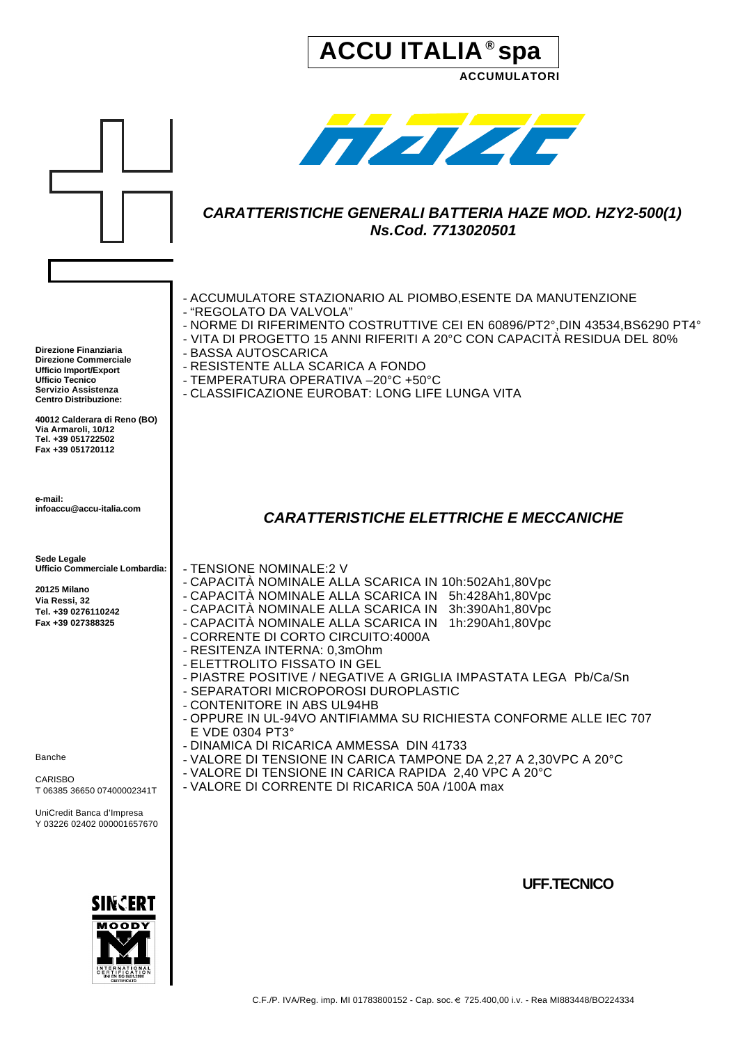# ACCU ITALIA® spa

**ACCUMULATORI**

## *CARATTERISTICHE GENERALI BATTERIA HAZE MOD. HZY2-500(1)*
## *Ns.Cod. 7713020501*

**Direzione Finanziaria**
**Direzione Commerciale**
**Ufficio Import/Export**
**Ufficio Tecnico**
**Servizio Assistenza**
**Centro Distribuzione:**

**40012 Calderara di Reno (BO)**
**Via Armaroli, 10/12**
**Tel. +39 051722502**
**Fax +39 051720112**

**e-mail:**
**infoaccu@accu-italia.com**

**Sede Legale**
**Ufficio Commerciale Lombardia:**

**20125 Milano**
**Via Ressi, 32**
**Tel. +39 0276110242**
**Fax +39 027388325**

Banche

CARISBO
T 06385 36650 07400002341T

UniCredit Banca d'Impresa
Y 03226 02402 000001657670

- ACCUMULATORE STAZIONARIO AL PIOMBO,ESENTE DA MANUTENZIONE
- "REGOLATO DA VALVOLA"
- NORME DI RIFERIMENTO COSTRUTTIVE CEI EN 60896/PT2°,DIN 43534,BS6290 PT4°
- VITA DI PROGETTO 15 ANNI RIFERITI A 20°C CON CAPACITÀ RESIDUA DEL 80%
- BASSA AUTOSCARICA
- RESISTENTE ALLA SCARICA A FONDO
- TEMPERATURA OPERATIVA –20°C +50°C
- CLASSIFICAZIONE EUROBAT: LONG LIFE LUNGA VITA

## *CARATTERISTICHE ELETTRICHE E MECCANICHE*

- TENSIONE NOMINALE:2 V
- CAPACITÀ NOMINALE ALLA SCARICA IN 10h:502Ah1,80Vpc
- CAPACITÀ NOMINALE ALLA SCARICA IN 5h:428Ah1,80Vpc
- CAPACITÀ NOMINALE ALLA SCARICA IN 3h:390Ah1,80Vpc
- CAPACITÀ NOMINALE ALLA SCARICA IN 1h:290Ah1,80Vpc
- CORRENTE DI CORTO CIRCUITO:4000A
- RESITENZA INTERNA: 0,3mOhm
- ELETTROLITO FISSATO IN GEL
- PIASTRE POSITIVE / NEGATIVE A GRIGLIA IMPASTATA LEGA Pb/Ca/Sn
- SEPARATORI MICROPOROSI DUROPLASTIC
- CONTENITORE IN ABS UL94HB
- OPPURE IN UL-94VO ANTIFIAMMA SU RICHIESTA CONFORME ALLE IEC 707 E VDE 0304 PT3°
- DINAMICA DI RICARICA AMMESSA DIN 41733
- VALORE DI TENSIONE IN CARICA TAMPONE DA 2,27 A 2,30VPC A 20°C
- VALORE DI TENSIONE IN CARICA RAPIDA 2,40 VPC A 20°C
- VALORE DI CORRENTE DI RICARICA 50A /100A max

**UFF.TECNICO**

C.F./P. IVA/Reg. imp. MI 01783800152 - Cap. soc. € 725.400,00 i.v. - Rea MI883448/BO224334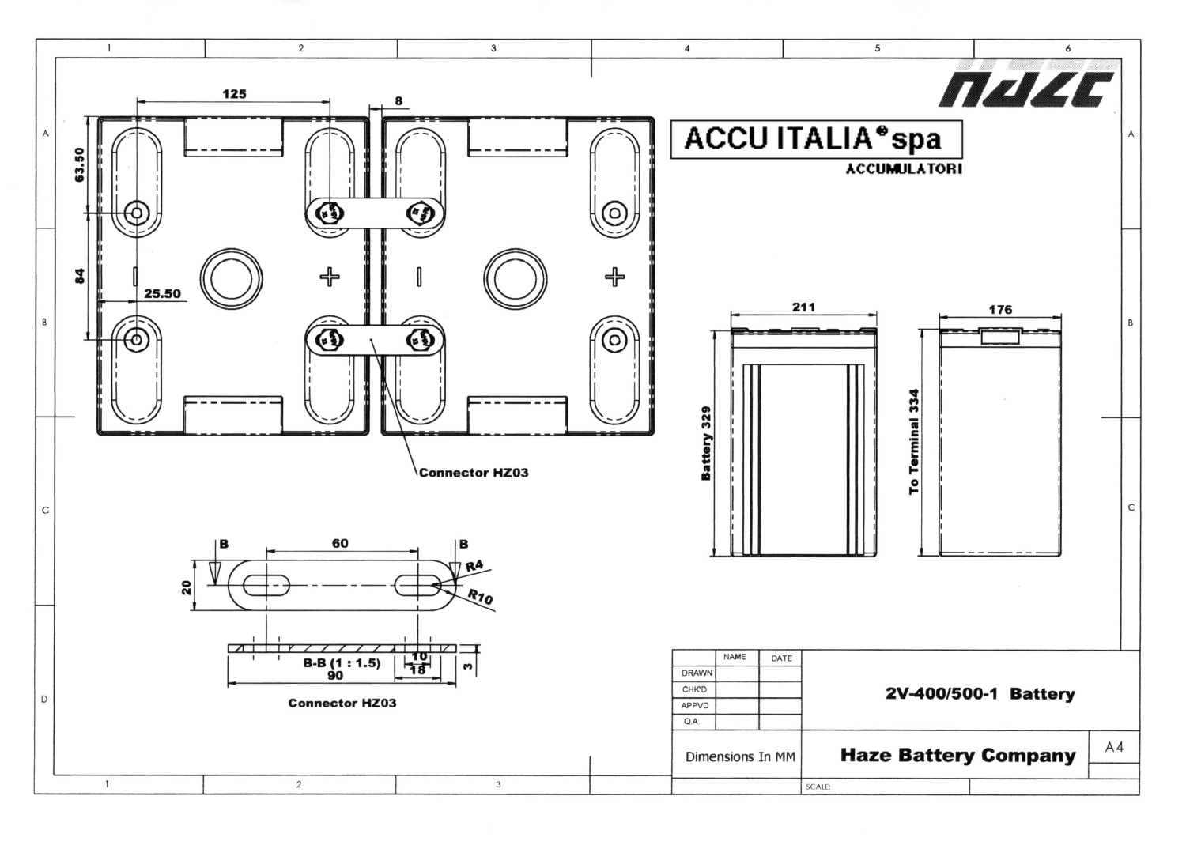**ACCU ITALIA® spa**
ACCUMULATORI

125

8

63.50

84

25.50

Connector HZ03

60

B

B

20

R4

R10

B-B (1 : 1.5)

10

18

90

3

**Connector HZ03**

211

Battery 329

176

To Terminal 334

| | NAME | DATE | |
|---|---|---|---|
| DRAWN | | | **2V-400/500-1 Battery** |
| CHK'D | | | |
| APPVD | | | |
| Q.A. | | | |
| Dimensions In MM | | | **Haze Battery Company** |

A4

SCALE: